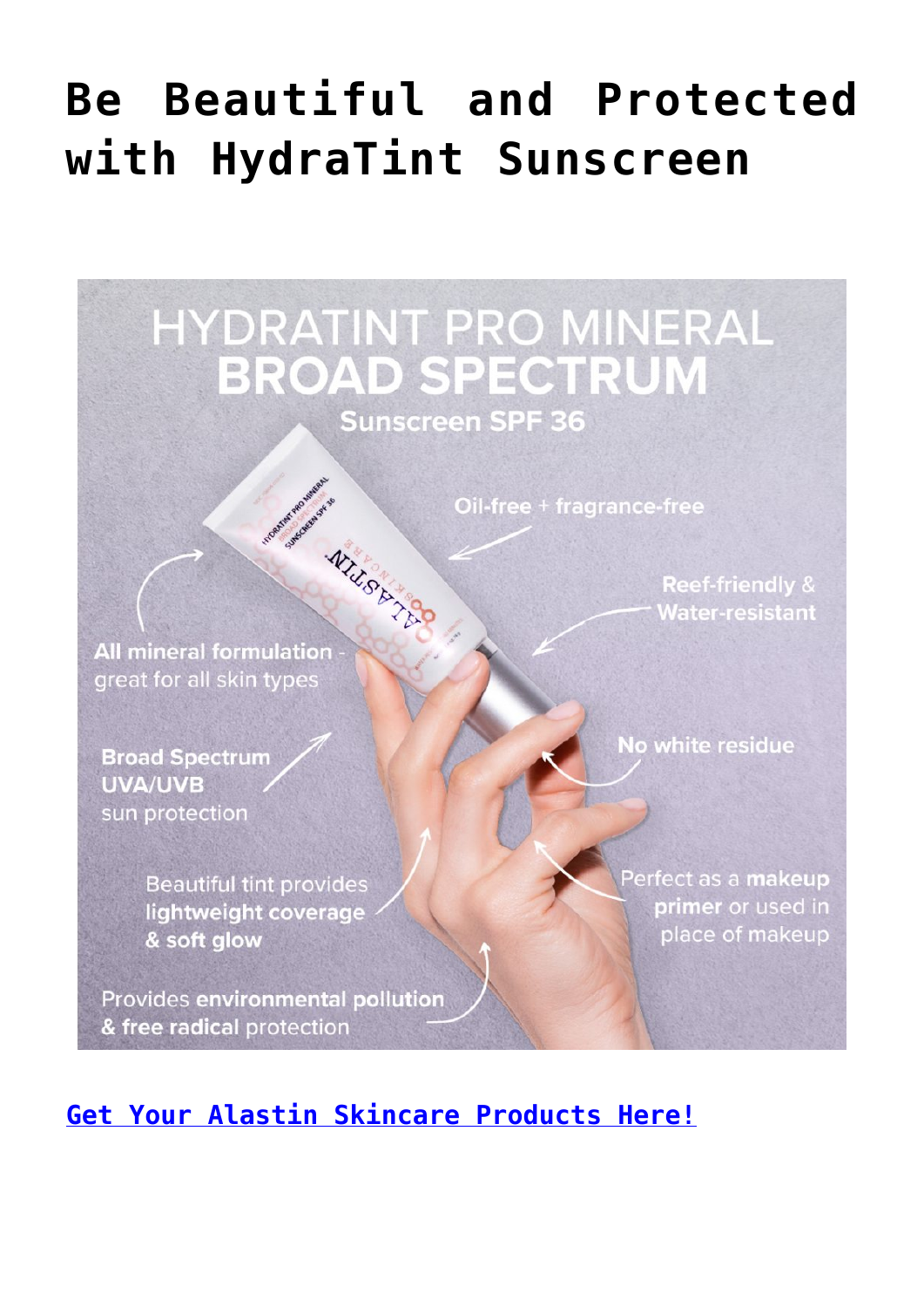# Be Beautiful and Protected with HydraTint Sunscreen

HYDRATINT PRO MINERAL
**BROAD SPECTRUM**
**Sunscreen SPF 36**

**Oil-free + fragrance-free**

**Reef-friendly & Water-resistant**

**All mineral formulation** - great for all skin types

**No white residue**

**Broad Spectrum UVA/UVB** sun protection

Beautiful tint provides **lightweight coverage & soft glow**

Perfect as a **makeup primer** or used in place of makeup

Provides **environmental pollution & free radical** protection

[Get Your Alastin Skincare Products Here!]()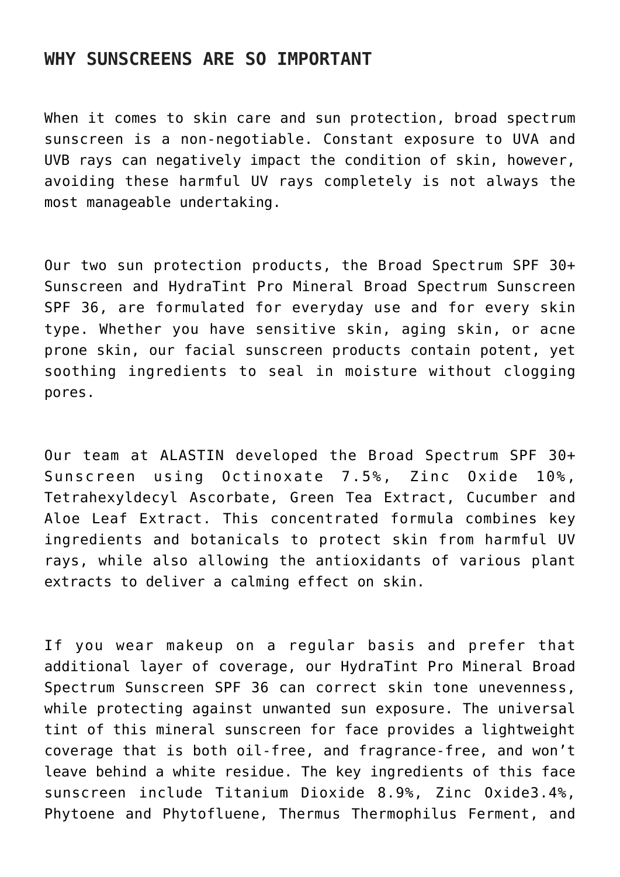## WHY SUNSCREENS ARE SO IMPORTANT

When it comes to skin care and sun protection, broad spectrum sunscreen is a non-negotiable. Constant exposure to UVA and UVB rays can negatively impact the condition of skin, however, avoiding these harmful UV rays completely is not always the most manageable undertaking.

Our two sun protection products, the Broad Spectrum SPF 30+ Sunscreen and HydraTint Pro Mineral Broad Spectrum Sunscreen SPF 36, are formulated for everyday use and for every skin type. Whether you have sensitive skin, aging skin, or acne prone skin, our facial sunscreen products contain potent, yet soothing ingredients to seal in moisture without clogging pores.

Our team at ALASTIN developed the Broad Spectrum SPF 30+ Sunscreen using Octinoxate 7.5%, Zinc Oxide 10%, Tetrahexyldecyl Ascorbate, Green Tea Extract, Cucumber and Aloe Leaf Extract. This concentrated formula combines key ingredients and botanicals to protect skin from harmful UV rays, while also allowing the antioxidants of various plant extracts to deliver a calming effect on skin.

If you wear makeup on a regular basis and prefer that additional layer of coverage, our HydraTint Pro Mineral Broad Spectrum Sunscreen SPF 36 can correct skin tone unevenness, while protecting against unwanted sun exposure. The universal tint of this mineral sunscreen for face provides a lightweight coverage that is both oil-free, and fragrance-free, and won't leave behind a white residue. The key ingredients of this face sunscreen include Titanium Dioxide 8.9%, Zinc Oxide3.4%, Phytoene and Phytofluene, Thermus Thermophilus Ferment, and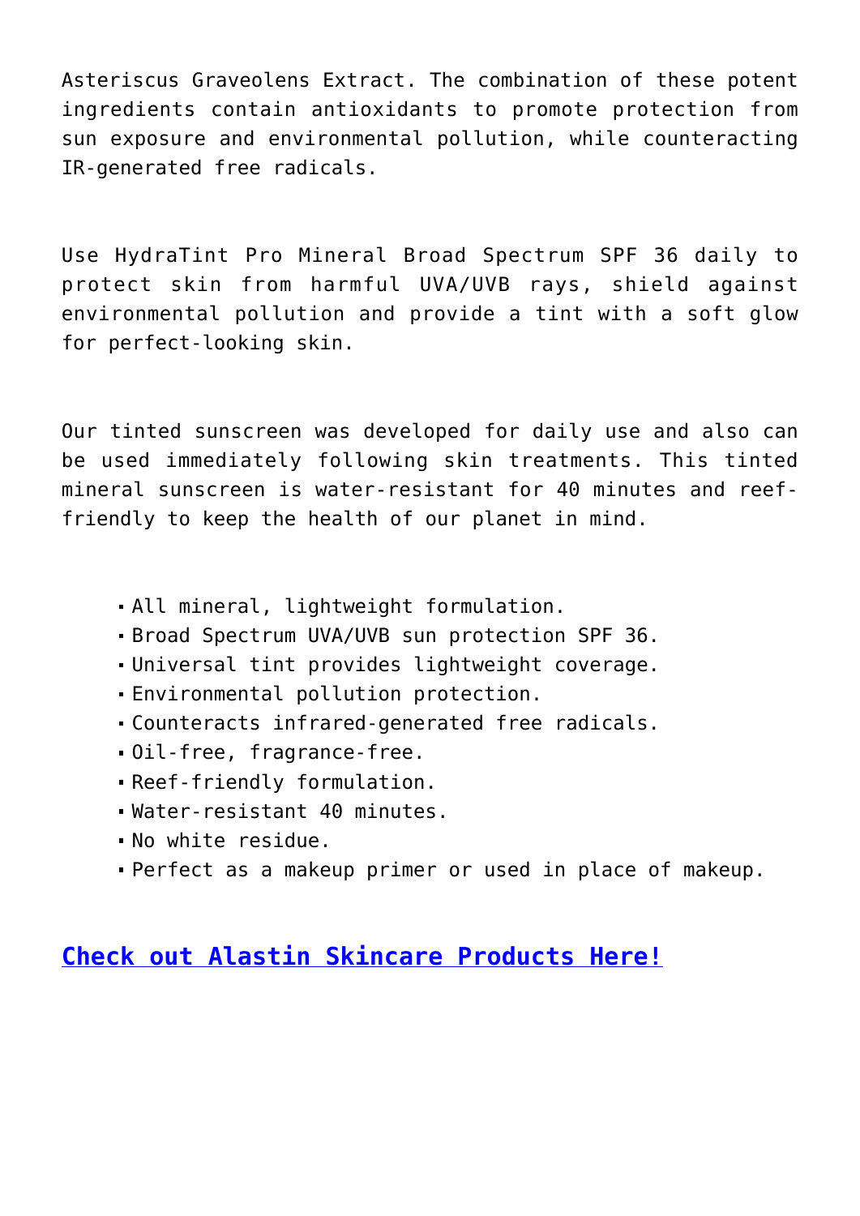Asteriscus Graveolens Extract. The combination of these potent ingredients contain antioxidants to promote protection from sun exposure and environmental pollution, while counteracting IR-generated free radicals.

Use HydraTint Pro Mineral Broad Spectrum SPF 36 daily to protect skin from harmful UVA/UVB rays, shield against environmental pollution and provide a tint with a soft glow for perfect-looking skin.

Our tinted sunscreen was developed for daily use and also can be used immediately following skin treatments. This tinted mineral sunscreen is water-resistant for 40 minutes and reef-friendly to keep the health of our planet in mind.

- All mineral, lightweight formulation.
- Broad Spectrum UVA/UVB sun protection SPF 36.
- Universal tint provides lightweight coverage.
- Environmental pollution protection.
- Counteracts infrared-generated free radicals.
- Oil-free, fragrance-free.
- Reef-friendly formulation.
- Water-resistant 40 minutes.
- No white residue.
- Perfect as a makeup primer or used in place of makeup.

**Check out Alastin Skincare Products Here!**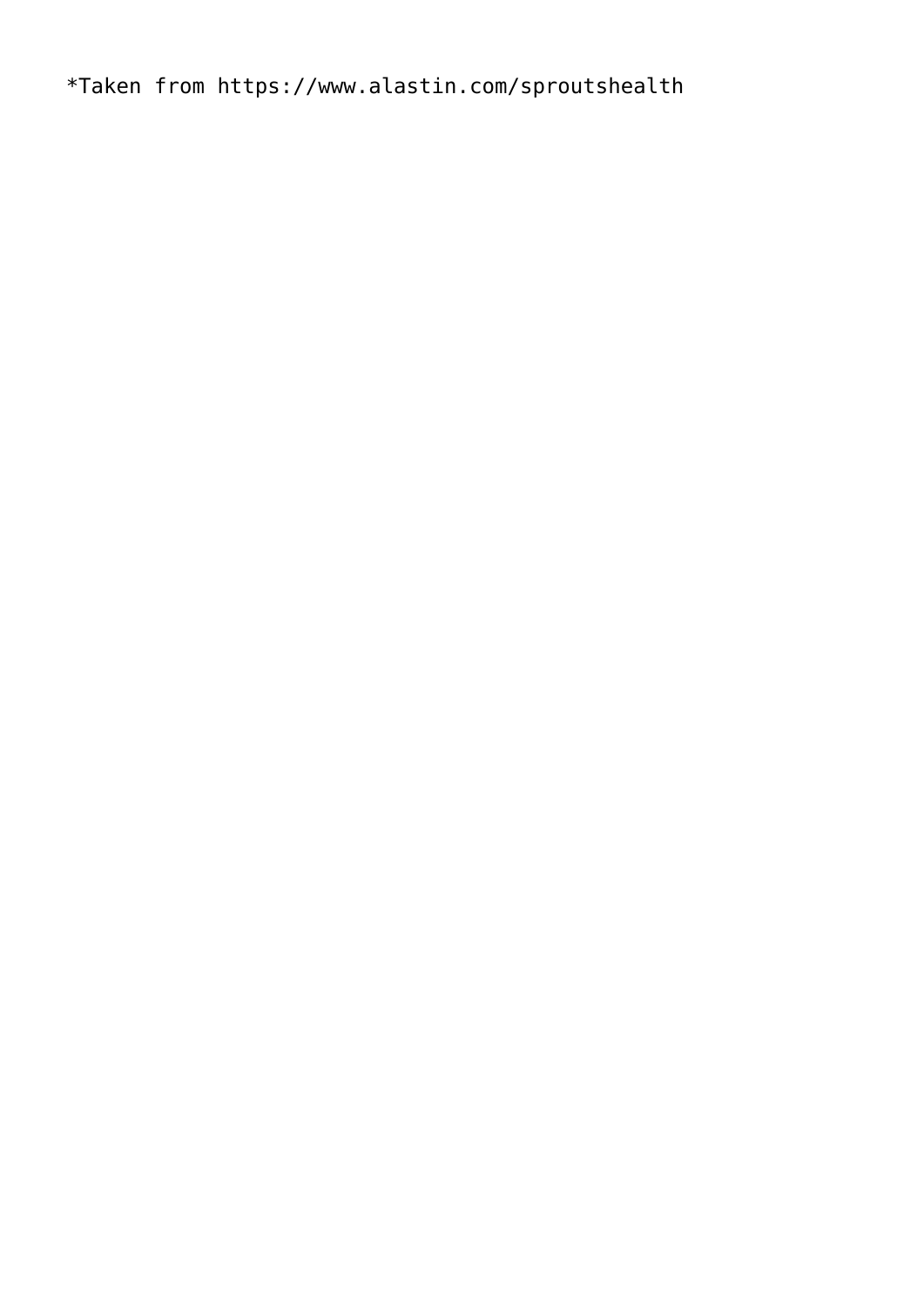*Taken from https://www.alastin.com/sproutshealth